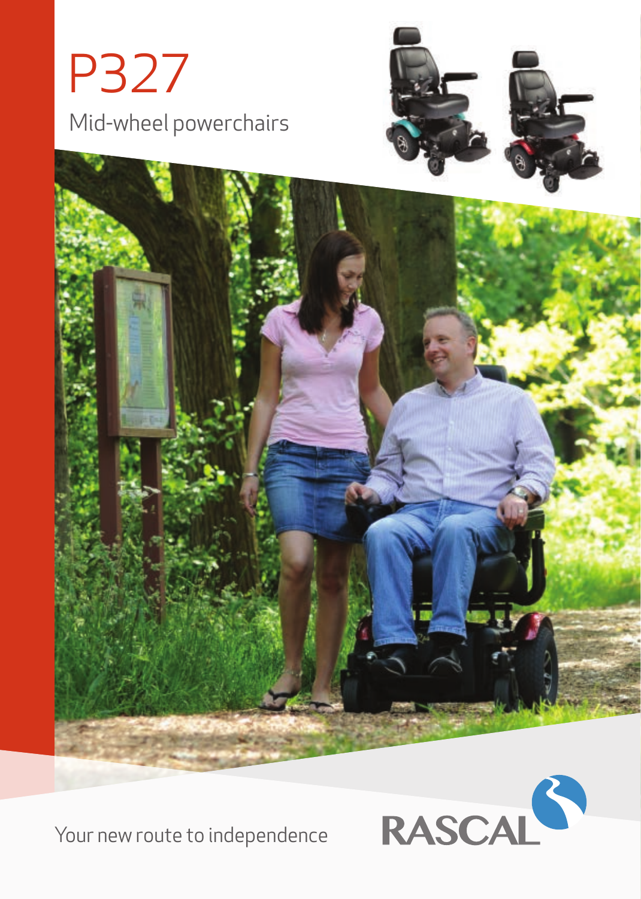# P327

## Mid-wheel powerchairs

Your new route to independence

RASCAL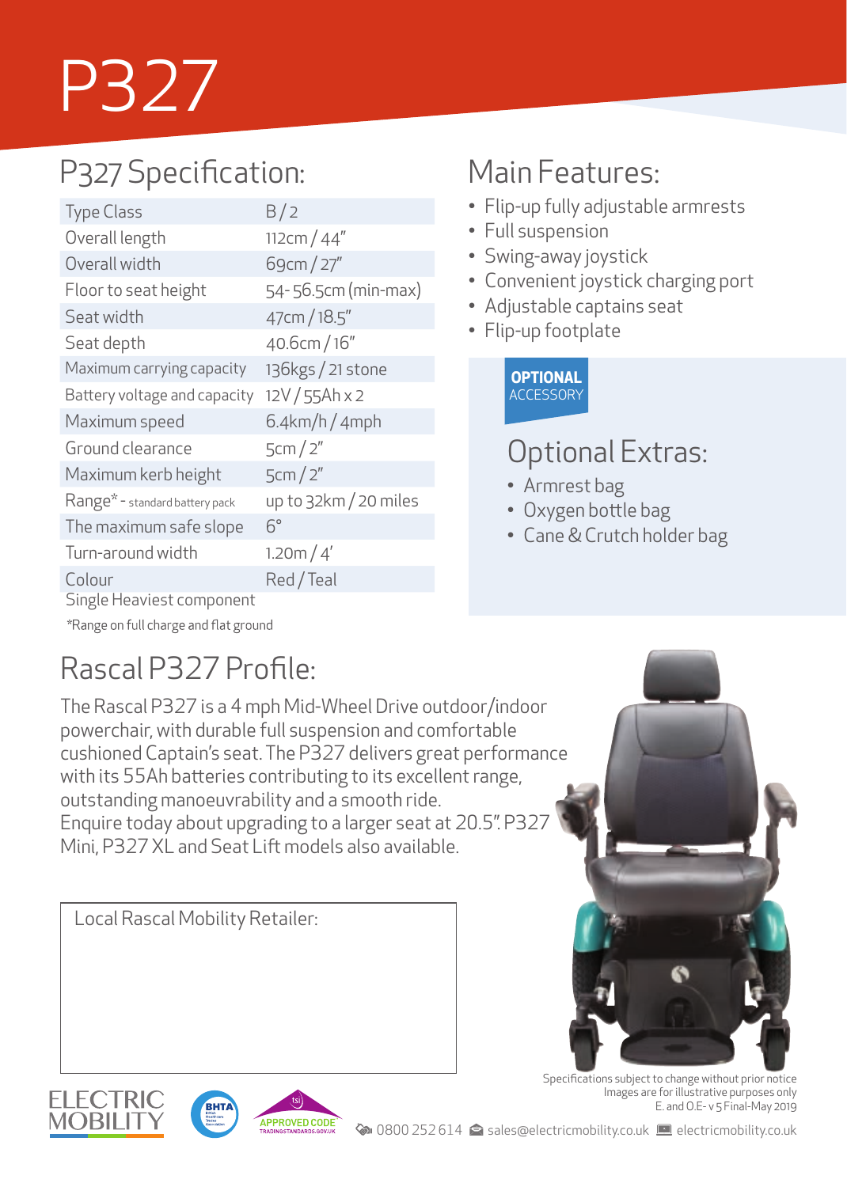# P327

## P327 Specification:

| | |
|---|---|
| Type Class | B / 2 |
| Overall length | 112cm / 44" |
| Overall width | 69cm / 27" |
| Floor to seat height | 54 - 56.5cm (min-max) |
| Seat width | 47cm / 18.5" |
| Seat depth | 40.6cm / 16" |
| Maximum carrying capacity | 136kgs / 21 stone |
| Battery voltage and capacity | 12V / 55Ah x 2 |
| Maximum speed | 6.4km/h / 4mph |
| Ground clearance | 5cm / 2" |
| Maximum kerb height | 5cm / 2" |
| Range* - standard battery pack | up to 32km / 20 miles |
| The maximum safe slope | 6° |
| Turn-around width | 1.20m / 4' |
| Colour | Red / Teal |
| Single Heaviest component | |

*Range on full charge and flat ground

## Main Features:

- Flip-up fully adjustable armrests
- Full suspension
- Swing-away joystick
- Convenient joystick charging port
- Adjustable captains seat
- Flip-up footplate

**OPTIONAL** ACCESSORY

## Optional Extras:

- Armrest bag
- Oxygen bottle bag
- Cane & Crutch holder bag

## Rascal P327 Profile:

The Rascal P327 is a 4 mph Mid-Wheel Drive outdoor/indoor powerchair, with durable full suspension and comfortable cushioned Captain's seat. The P327 delivers great performance with its 55Ah batteries contributing to its excellent range, outstanding manoeuvrability and a smooth ride.
Enquire today about upgrading to a larger seat at 20.5". P327 Mini, P327 XL and Seat Lift models also available.

Local Rascal Mobility Retailer:

Specifications subject to change without prior notice
Images are for illustrative purposes only
E. and O.E- v 5 Final-May 2019

ELECTRIC MOBILITY

BHTA

APPROVED CODE TRADINGSTANDARDS.GOV.UK

0800 252 614 sales@electricmobility.co.uk electricmobility.co.uk